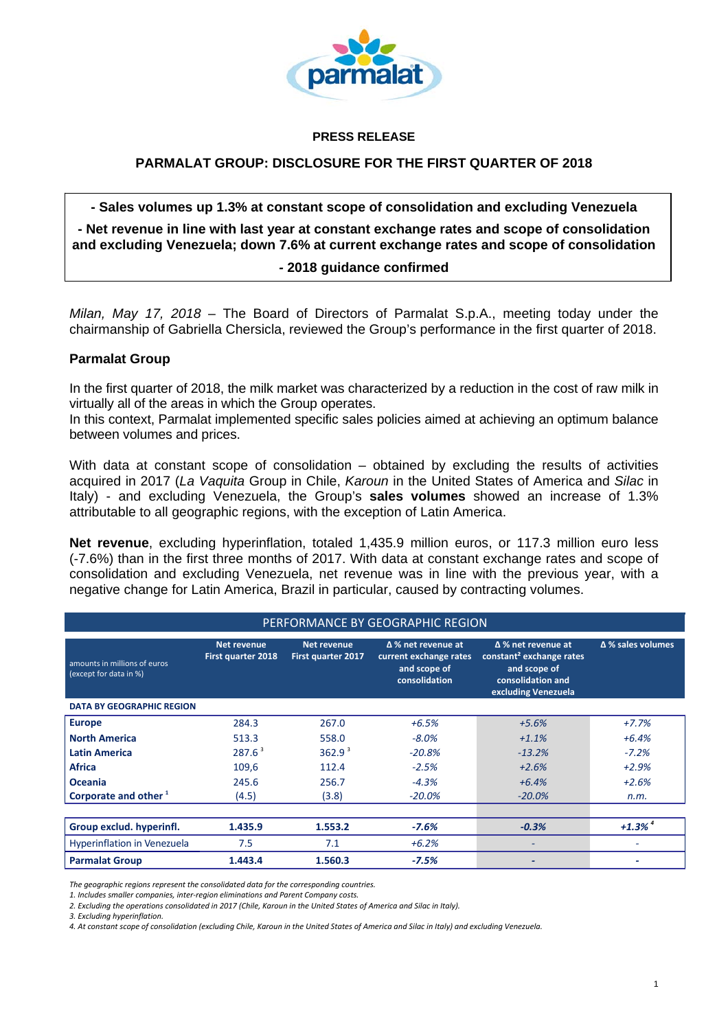**PRESS RELEASE**

# PARMALAT GROUP: DISCLOSURE FOR THE FIRST QUARTER OF 2018

**- Sales volumes up 1.3% at constant scope of consolidation and excluding Venezuela**

**- Net revenue in line with last year at constant exchange rates and scope of consolidation and excluding Venezuela; down 7.6% at current exchange rates and scope of consolidation**

**- 2018 guidance confirmed**

*Milan, May 17, 2018* – The Board of Directors of Parmalat S.p.A., meeting today under the chairmanship of Gabriella Chersicla, reviewed the Group's performance in the first quarter of 2018.

## Parmalat Group

In the first quarter of 2018, the milk market was characterized by a reduction in the cost of raw milk in virtually all of the areas in which the Group operates.
In this context, Parmalat implemented specific sales policies aimed at achieving an optimum balance between volumes and prices.

With data at constant scope of consolidation – obtained by excluding the results of activities acquired in 2017 (*La Vaquita* Group in Chile, *Karoun* in the United States of America and *Silac* in Italy) - and excluding Venezuela, the Group's **sales volumes** showed an increase of 1.3% attributable to all geographic regions, with the exception of Latin America.

**Net revenue**, excluding hyperinflation, totaled 1,435.9 million euros, or 117.3 million euro less (-7.6%) than in the first three months of 2017. With data at constant exchange rates and scope of consolidation and excluding Venezuela, net revenue was in line with the previous year, with a negative change for Latin America, Brazil in particular, caused by contracting volumes.

PERFORMANCE BY GEOGRAPHIC REGION

| amounts in millions of euros (except for data in %) | Net revenue First quarter 2018 | Net revenue First quarter 2017 | Δ % net revenue at current exchange rates and scope of consolidation | Δ % net revenue at constant[2] exchange rates and scope of consolidation and excluding Venezuela | Δ % sales volumes |
|---|---|---|---|---|---|
| **DATA BY GEOGRAPHIC REGION** | | | | | |
| **Europe** | 284.3 | 267.0 | *+6.5%* | *+5.6%* | *+7.7%* |
| **North America** | 513.3 | 558.0 | *-8.0%* | *+1.1%* | *+6.4%* |
| **Latin America** | 287.6 [3] | 362.9 [3] | *-20.8%* | *-13.2%* | *-7.2%* |
| **Africa** | 109,6 | 112.4 | *-2.5%* | *+2.6%* | *+2.9%* |
| **Oceania** | 245.6 | 256.7 | *-4.3%* | *+6.4%* | *+2.6%* |
| **Corporate and other [1]** | (4.5) | (3.8) | *-20.0%* | *-20.0%* | *n.m.* |
| **Group exclud. hyperinfl.** | **1.435.9** | **1.553.2** | ***-7.6%*** | ***-0.3%*** | ***+1.3%*** [4] |
| Hyperinflation in Venezuela | 7.5 | 7.1 | *+6.2%* | - | - |
| **Parmalat Group** | **1.443.4** | **1.560.3** | ***-7.5%*** | **-** | **-** |

*The geographic regions represent the consolidated data for the corresponding countries.*
*1. Includes smaller companies, inter-region eliminations and Parent Company costs.*
*2. Excluding the operations consolidated in 2017 (Chile, Karoun in the United States of America and Silac in Italy).*
*3. Excluding hyperinflation.*
*4. At constant scope of consolidation (excluding Chile, Karoun in the United States of America and Silac in Italy) and excluding Venezuela.*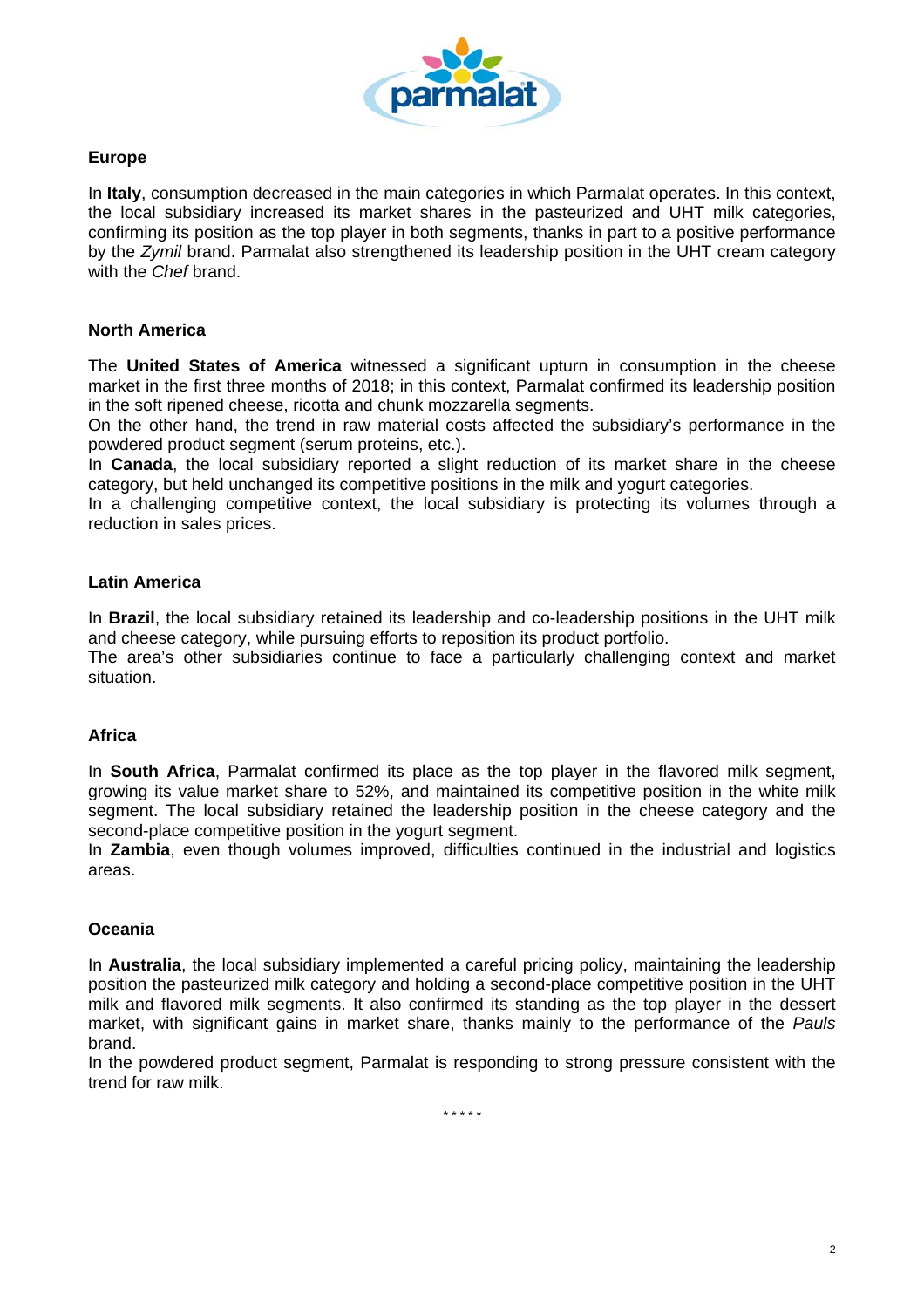## Europe

In **Italy**, consumption decreased in the main categories in which Parmalat operates. In this context, the local subsidiary increased its market shares in the pasteurized and UHT milk categories, confirming its position as the top player in both segments, thanks in part to a positive performance by the *Zymil* brand. Parmalat also strengthened its leadership position in the UHT cream category with the *Chef* brand.

## North America

The **United States of America** witnessed a significant upturn in consumption in the cheese market in the first three months of 2018; in this context, Parmalat confirmed its leadership position in the soft ripened cheese, ricotta and chunk mozzarella segments.
On the other hand, the trend in raw material costs affected the subsidiary's performance in the powdered product segment (serum proteins, etc.).
In **Canada**, the local subsidiary reported a slight reduction of its market share in the cheese category, but held unchanged its competitive positions in the milk and yogurt categories.
In a challenging competitive context, the local subsidiary is protecting its volumes through a reduction in sales prices.

## Latin America

In **Brazil**, the local subsidiary retained its leadership and co-leadership positions in the UHT milk and cheese category, while pursuing efforts to reposition its product portfolio.
The area's other subsidiaries continue to face a particularly challenging context and market situation.

## Africa

In **South Africa**, Parmalat confirmed its place as the top player in the flavored milk segment, growing its value market share to 52%, and maintained its competitive position in the white milk segment. The local subsidiary retained the leadership position in the cheese category and the second-place competitive position in the yogurt segment.
In **Zambia**, even though volumes improved, difficulties continued in the industrial and logistics areas.

## Oceania

In **Australia**, the local subsidiary implemented a careful pricing policy, maintaining the leadership position the pasteurized milk category and holding a second-place competitive position in the UHT milk and flavored milk segments. It also confirmed its standing as the top player in the dessert market, with significant gains in market share, thanks mainly to the performance of the *Pauls* brand.
In the powdered product segment, Parmalat is responding to strong pressure consistent with the trend for raw milk.

\* \* \* \* \*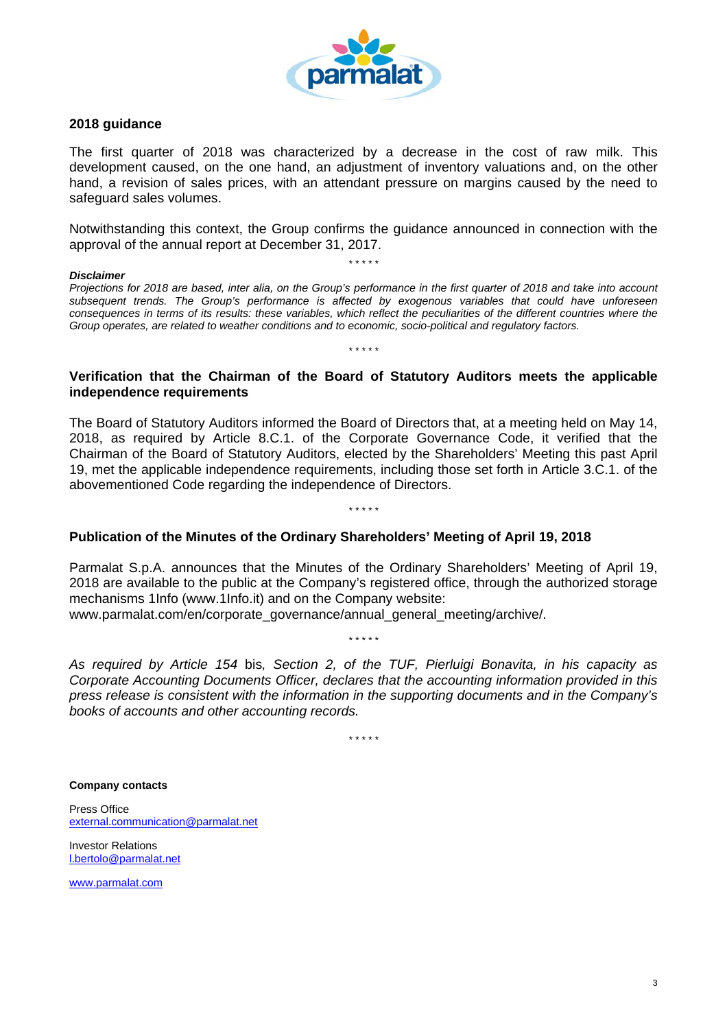## 2018 guidance

The first quarter of 2018 was characterized by a decrease in the cost of raw milk. This development caused, on the one hand, an adjustment of inventory valuations and, on the other hand, a revision of sales prices, with an attendant pressure on margins caused by the need to safeguard sales volumes.

Notwithstanding this context, the Group confirms the guidance announced in connection with the approval of the annual report at December 31, 2017.

\* \* \* \* \*

***Disclaimer***

*Projections for 2018 are based, inter alia, on the Group's performance in the first quarter of 2018 and take into account subsequent trends. The Group's performance is affected by exogenous variables that could have unforeseen consequences in terms of its results: these variables, which reflect the peculiarities of the different countries where the Group operates, are related to weather conditions and to economic, socio-political and regulatory factors.*

\* \* \* \* \*

## Verification that the Chairman of the Board of Statutory Auditors meets the applicable independence requirements

The Board of Statutory Auditors informed the Board of Directors that, at a meeting held on May 14, 2018, as required by Article 8.C.1. of the Corporate Governance Code, it verified that the Chairman of the Board of Statutory Auditors, elected by the Shareholders' Meeting this past April 19, met the applicable independence requirements, including those set forth in Article 3.C.1. of the abovementioned Code regarding the independence of Directors.

\* \* \* \* \*

## Publication of the Minutes of the Ordinary Shareholders' Meeting of April 19, 2018

Parmalat S.p.A. announces that the Minutes of the Ordinary Shareholders' Meeting of April 19, 2018 are available to the public at the Company's registered office, through the authorized storage mechanisms 1Info (www.1Info.it) and on the Company website:
www.parmalat.com/en/corporate_governance/annual_general_meeting/archive/.

\* \* \* \* \*

*As required by Article 154* bis*, Section 2, of the TUF, Pierluigi Bonavita, in his capacity as Corporate Accounting Documents Officer, declares that the accounting information provided in this press release is consistent with the information in the supporting documents and in the Company's books of accounts and other accounting records.*

\* \* \* \* \*

**Company contacts**

Press Office
external.communication@parmalat.net

Investor Relations
l.bertolo@parmalat.net

www.parmalat.com